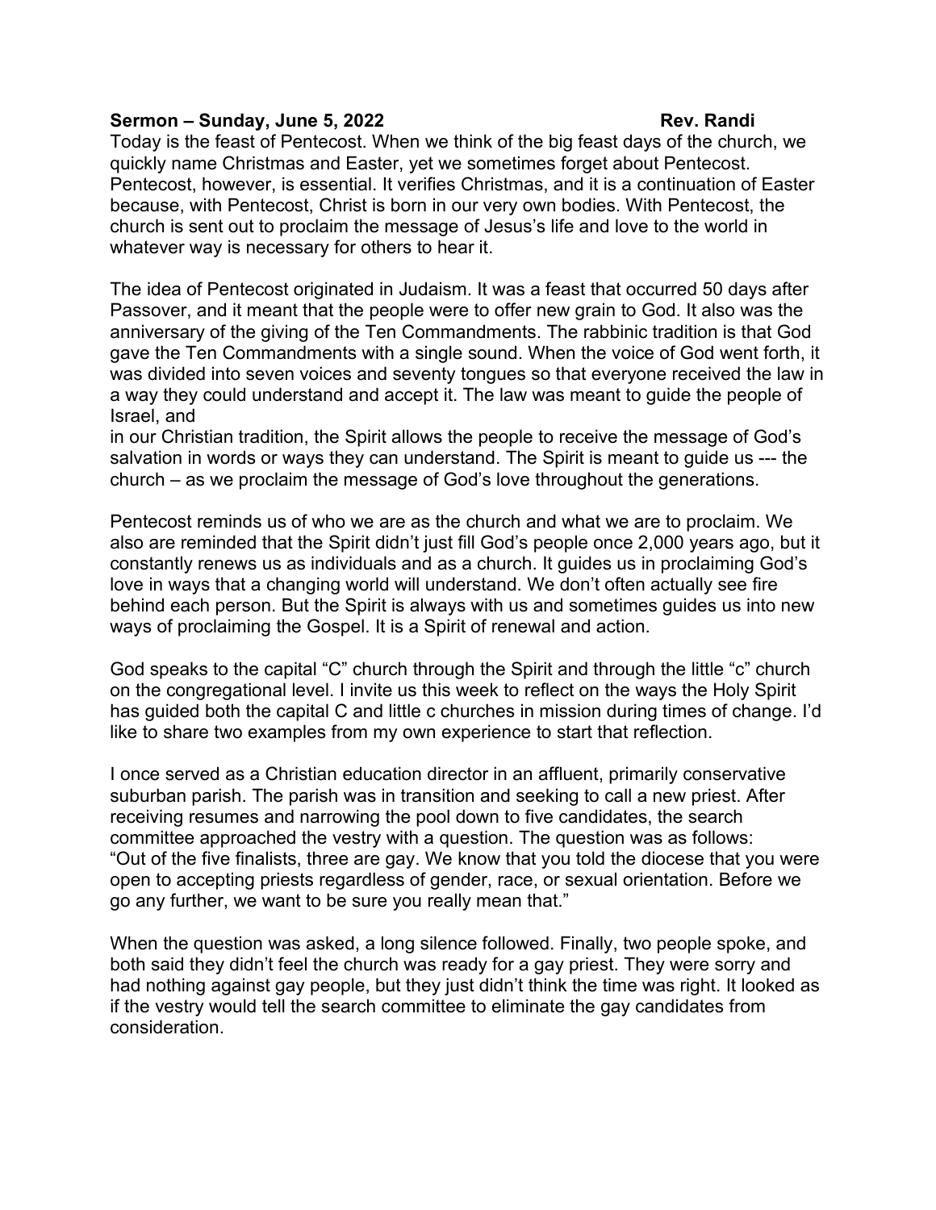**Sermon – Sunday, June 5, 2022 Rev. Randi**

Today is the feast of Pentecost. When we think of the big feast days of the church, we quickly name Christmas and Easter, yet we sometimes forget about Pentecost. Pentecost, however, is essential. It verifies Christmas, and it is a continuation of Easter because, with Pentecost, Christ is born in our very own bodies. With Pentecost, the church is sent out to proclaim the message of Jesus's life and love to the world in whatever way is necessary for others to hear it.

The idea of Pentecost originated in Judaism. It was a feast that occurred 50 days after Passover, and it meant that the people were to offer new grain to God. It also was the anniversary of the giving of the Ten Commandments. The rabbinic tradition is that God gave the Ten Commandments with a single sound. When the voice of God went forth, it was divided into seven voices and seventy tongues so that everyone received the law in a way they could understand and accept it. The law was meant to guide the people of Israel, and
in our Christian tradition, the Spirit allows the people to receive the message of God's salvation in words or ways they can understand. The Spirit is meant to guide us --- the church – as we proclaim the message of God's love throughout the generations.

Pentecost reminds us of who we are as the church and what we are to proclaim. We also are reminded that the Spirit didn't just fill God's people once 2,000 years ago, but it constantly renews us as individuals and as a church. It guides us in proclaiming God's love in ways that a changing world will understand. We don't often actually see fire behind each person. But the Spirit is always with us and sometimes guides us into new ways of proclaiming the Gospel. It is a Spirit of renewal and action.

God speaks to the capital "C" church through the Spirit and through the little "c" church on the congregational level. I invite us this week to reflect on the ways the Holy Spirit has guided both the capital C and little c churches in mission during times of change. I'd like to share two examples from my own experience to start that reflection.

I once served as a Christian education director in an affluent, primarily conservative suburban parish. The parish was in transition and seeking to call a new priest. After receiving resumes and narrowing the pool down to five candidates, the search committee approached the vestry with a question. The question was as follows: "Out of the five finalists, three are gay. We know that you told the diocese that you were open to accepting priests regardless of gender, race, or sexual orientation. Before we go any further, we want to be sure you really mean that."

When the question was asked, a long silence followed. Finally, two people spoke, and both said they didn't feel the church was ready for a gay priest. They were sorry and had nothing against gay people, but they just didn't think the time was right. It looked as if the vestry would tell the search committee to eliminate the gay candidates from consideration.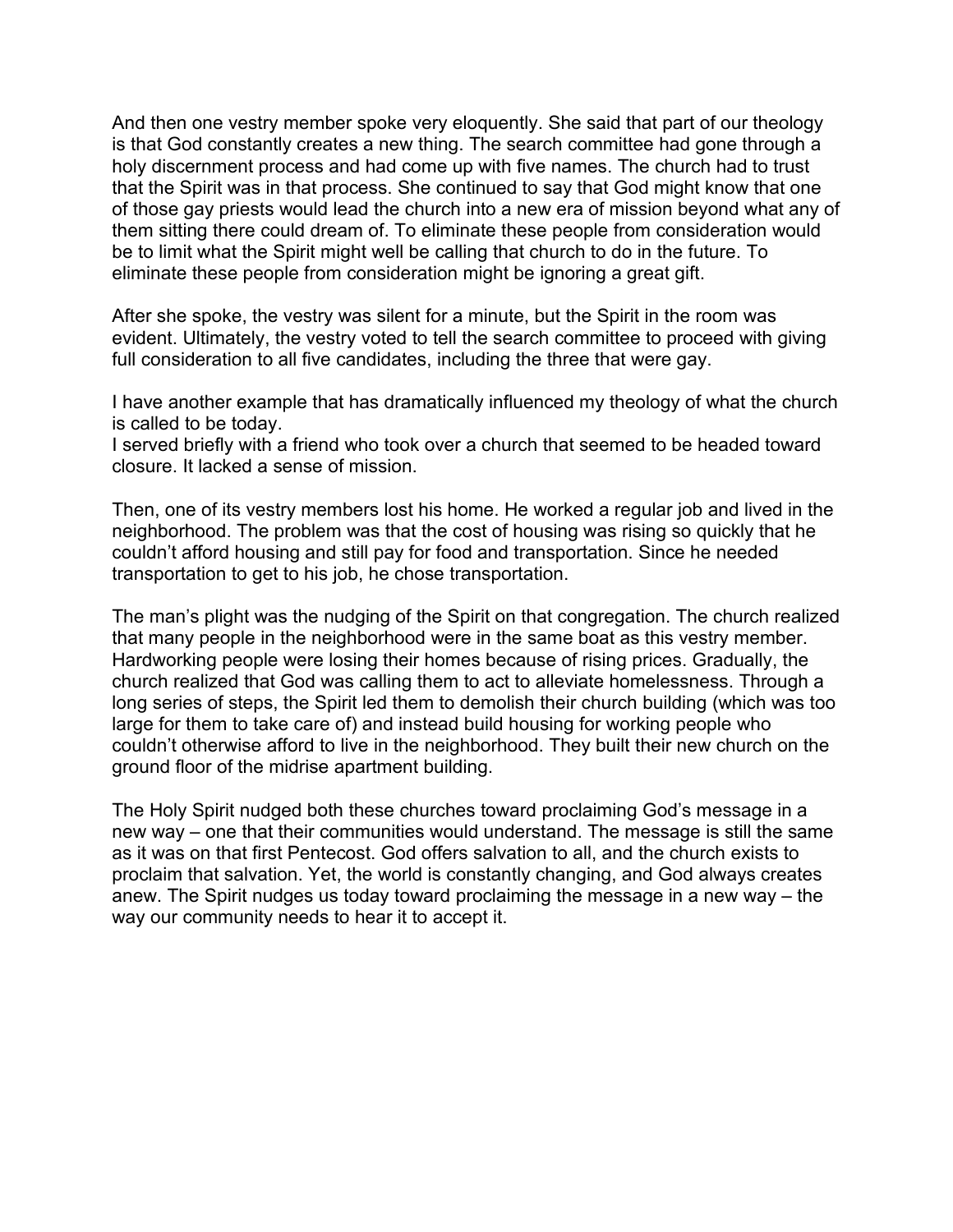And then one vestry member spoke very eloquently. She said that part of our theology is that God constantly creates a new thing. The search committee had gone through a holy discernment process and had come up with five names. The church had to trust that the Spirit was in that process. She continued to say that God might know that one of those gay priests would lead the church into a new era of mission beyond what any of them sitting there could dream of. To eliminate these people from consideration would be to limit what the Spirit might well be calling that church to do in the future. To eliminate these people from consideration might be ignoring a great gift.

After she spoke, the vestry was silent for a minute, but the Spirit in the room was evident. Ultimately, the vestry voted to tell the search committee to proceed with giving full consideration to all five candidates, including the three that were gay.

I have another example that has dramatically influenced my theology of what the church is called to be today.
I served briefly with a friend who took over a church that seemed to be headed toward closure. It lacked a sense of mission.

Then, one of its vestry members lost his home. He worked a regular job and lived in the neighborhood. The problem was that the cost of housing was rising so quickly that he couldn't afford housing and still pay for food and transportation. Since he needed transportation to get to his job, he chose transportation.

The man's plight was the nudging of the Spirit on that congregation. The church realized that many people in the neighborhood were in the same boat as this vestry member. Hardworking people were losing their homes because of rising prices. Gradually, the church realized that God was calling them to act to alleviate homelessness. Through a long series of steps, the Spirit led them to demolish their church building (which was too large for them to take care of) and instead build housing for working people who couldn't otherwise afford to live in the neighborhood. They built their new church on the ground floor of the midrise apartment building.

The Holy Spirit nudged both these churches toward proclaiming God's message in a new way – one that their communities would understand. The message is still the same as it was on that first Pentecost. God offers salvation to all, and the church exists to proclaim that salvation. Yet, the world is constantly changing, and God always creates anew. The Spirit nudges us today toward proclaiming the message in a new way – the way our community needs to hear it to accept it.